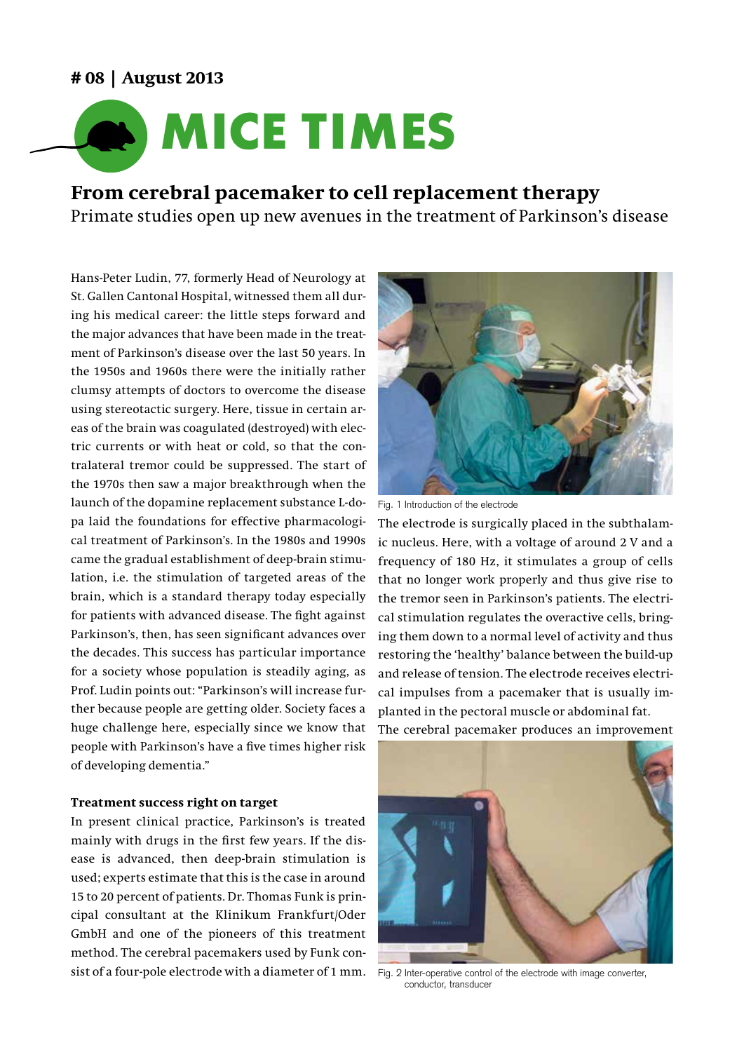# 08 | August 2013

# MICE TIMES

## From cerebral pacemaker to cell replacement therapy

Primate studies open up new avenues in the treatment of Parkinson's disease

Hans-Peter Ludin, 77, formerly Head of Neurology at St. Gallen Cantonal Hospital, witnessed them all during his medical career: the little steps forward and the major advances that have been made in the treatment of Parkinson's disease over the last 50 years. In the 1950s and 1960s there were the initially rather clumsy attempts of doctors to overcome the disease using stereotactic surgery. Here, tissue in certain areas of the brain was coagulated (destroyed) with electric currents or with heat or cold, so that the contralateral tremor could be suppressed. The start of the 1970s then saw a major breakthrough when the launch of the dopamine replacement substance L-dopa laid the foundations for effective pharmacological treatment of Parkinson's. In the 1980s and 1990s came the gradual establishment of deep-brain stimulation, i.e. the stimulation of targeted areas of the brain, which is a standard therapy today especially for patients with advanced disease. The fight against Parkinson's, then, has seen significant advances over the decades. This success has particular importance for a society whose population is steadily aging, as Prof. Ludin points out: "Parkinson's will increase further because people are getting older. Society faces a huge challenge here, especially since we know that people with Parkinson's have a five times higher risk of developing dementia."

### Treatment success right on target

In present clinical practice, Parkinson's is treated mainly with drugs in the first few years. If the disease is advanced, then deep-brain stimulation is used; experts estimate that this is the case in around 15 to 20 percent of patients. Dr. Thomas Funk is principal consultant at the Klinikum Frankfurt/Oder GmbH and one of the pioneers of this treatment method. The cerebral pacemakers used by Funk consist of a four-pole electrode with a diameter of 1 mm.

Fig. 1 Introduction of the electrode

The electrode is surgically placed in the subthalamic nucleus. Here, with a voltage of around 2 V and a frequency of 180 Hz, it stimulates a group of cells that no longer work properly and thus give rise to the tremor seen in Parkinson's patients. The electrical stimulation regulates the overactive cells, bringing them down to a normal level of activity and thus restoring the 'healthy' balance between the build-up and release of tension. The electrode receives electrical impulses from a pacemaker that is usually implanted in the pectoral muscle or abdominal fat.

The cerebral pacemaker produces an improvement

Fig. 2 Inter-operative control of the electrode with image converter, conductor, transducer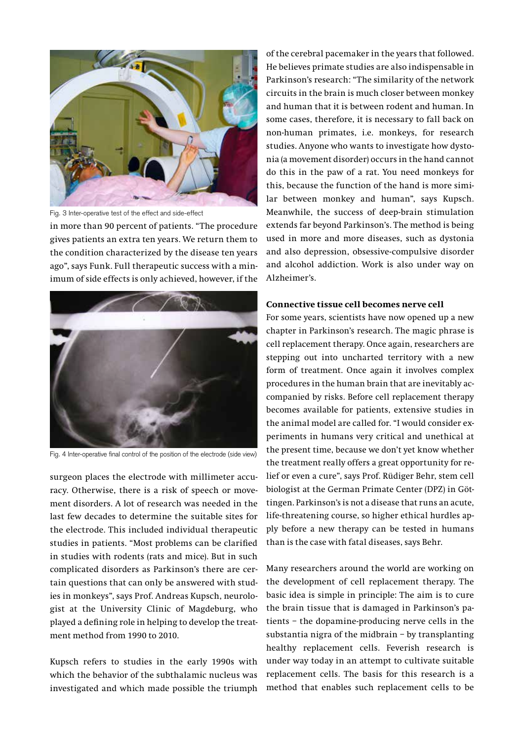Fig. 3 Inter-operative test of the effect and side-effect

in more than 90 percent of patients. "The procedure gives patients an extra ten years. We return them to the condition characterized by the disease ten years ago", says Funk. Full therapeutic success with a minimum of side effects is only achieved, however, if the surgeon places the electrode with millimeter accuracy. Otherwise, there is a risk of speech or movement disorders. A lot of research was needed in the last few decades to determine the suitable sites for the electrode. This included individual therapeutic studies in patients. "Most problems can be clarified in studies with rodents (rats and mice). But in such complicated disorders as Parkinson's there are certain questions that can only be answered with studies in monkeys", says Prof. Andreas Kupsch, neurologist at the University Clinic of Magdeburg, who played a defining role in helping to develop the treatment method from 1990 to 2010.

Fig. 4 Inter-operative final control of the position of the electrode (side view)

Kupsch refers to studies in the early 1990s with which the behavior of the subthalamic nucleus was investigated and which made possible the triumph of the cerebral pacemaker in the years that followed. He believes primate studies are also indispensable in Parkinson's research: "The similarity of the network circuits in the brain is much closer between monkey and human that it is between rodent and human. In some cases, therefore, it is necessary to fall back on non-human primates, i.e. monkeys, for research studies. Anyone who wants to investigate how dystonia (a movement disorder) occurs in the hand cannot do this in the paw of a rat. You need monkeys for this, because the function of the hand is more similar between monkey and human", says Kupsch. Meanwhile, the success of deep-brain stimulation extends far beyond Parkinson's. The method is being used in more and more diseases, such as dystonia and also depression, obsessive-compulsive disorder and alcohol addiction. Work is also under way on Alzheimer's.

**Connective tissue cell becomes nerve cell**

For some years, scientists have now opened up a new chapter in Parkinson's research. The magic phrase is cell replacement therapy. Once again, researchers are stepping out into uncharted territory with a new form of treatment. Once again it involves complex procedures in the human brain that are inevitably accompanied by risks. Before cell replacement therapy becomes available for patients, extensive studies in the animal model are called for. "I would consider experiments in humans very critical and unethical at the present time, because we don't yet know whether the treatment really offers a great opportunity for relief or even a cure", says Prof. Rüdiger Behr, stem cell biologist at the German Primate Center (DPZ) in Göttingen. Parkinson's is not a disease that runs an acute, life-threatening course, so higher ethical hurdles apply before a new therapy can be tested in humans than is the case with fatal diseases, says Behr.

Many researchers around the world are working on the development of cell replacement therapy. The basic idea is simple in principle: The aim is to cure the brain tissue that is damaged in Parkinson's patients – the dopamine-producing nerve cells in the substantia nigra of the midbrain – by transplanting healthy replacement cells. Feverish research is under way today in an attempt to cultivate suitable replacement cells. The basis for this research is a method that enables such replacement cells to be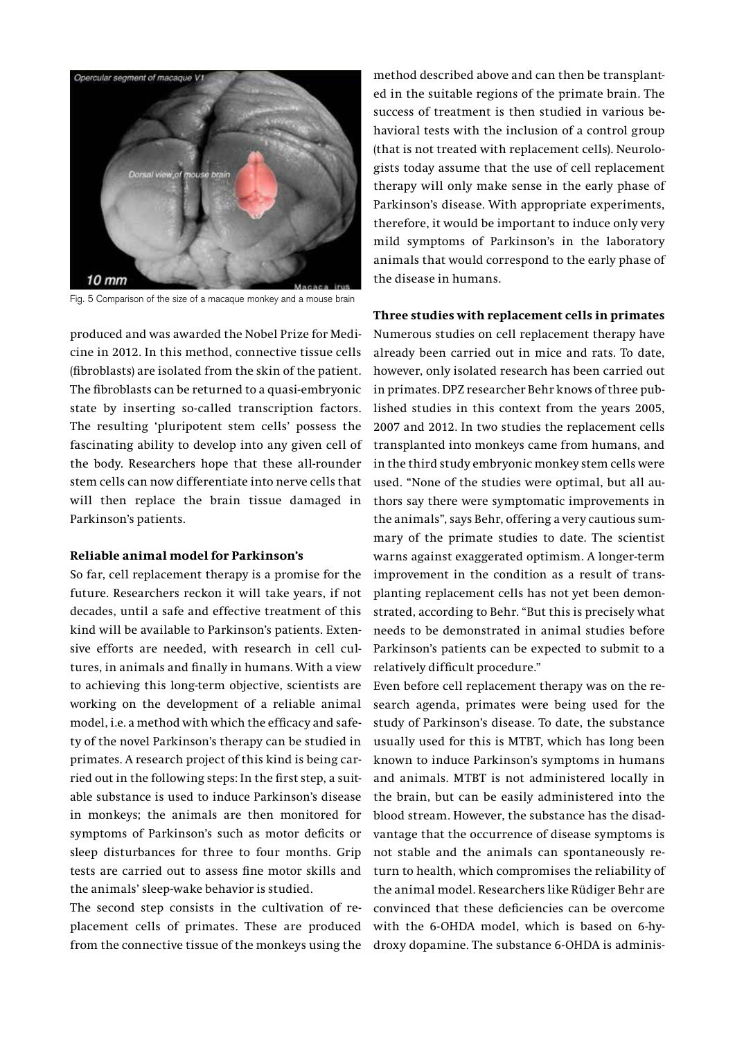Fig. 5 Comparison of the size of a macaque monkey and a mouse brain

produced and was awarded the Nobel Prize for Medicine in 2012. In this method, connective tissue cells (fibroblasts) are isolated from the skin of the patient. The fibroblasts can be returned to a quasi-embryonic state by inserting so-called transcription factors. The resulting 'pluripotent stem cells' possess the fascinating ability to develop into any given cell of the body. Researchers hope that these all-rounder stem cells can now differentiate into nerve cells that will then replace the brain tissue damaged in Parkinson's patients.

**Reliable animal model for Parkinson's**

So far, cell replacement therapy is a promise for the future. Researchers reckon it will take years, if not decades, until a safe and effective treatment of this kind will be available to Parkinson's patients. Extensive efforts are needed, with research in cell cultures, in animals and finally in humans. With a view to achieving this long-term objective, scientists are working on the development of a reliable animal model, i.e. a method with which the efficacy and safety of the novel Parkinson's therapy can be studied in primates. A research project of this kind is being carried out in the following steps: In the first step, a suitable substance is used to induce Parkinson's disease in monkeys; the animals are then monitored for symptoms of Parkinson's such as motor deficits or sleep disturbances for three to four months. Grip tests are carried out to assess fine motor skills and the animals' sleep-wake behavior is studied.

The second step consists in the cultivation of replacement cells of primates. These are produced from the connective tissue of the monkeys using the method described above and can then be transplanted in the suitable regions of the primate brain. The success of treatment is then studied in various behavioral tests with the inclusion of a control group (that is not treated with replacement cells). Neurologists today assume that the use of cell replacement therapy will only make sense in the early phase of Parkinson's disease. With appropriate experiments, therefore, it would be important to induce only very mild symptoms of Parkinson's in the laboratory animals that would correspond to the early phase of the disease in humans.

**Three studies with replacement cells in primates**

Numerous studies on cell replacement therapy have already been carried out in mice and rats. To date, however, only isolated research has been carried out in primates. DPZ researcher Behr knows of three published studies in this context from the years 2005, 2007 and 2012. In two studies the replacement cells transplanted into monkeys came from humans, and in the third study embryonic monkey stem cells were used. "None of the studies were optimal, but all authors say there were symptomatic improvements in the animals", says Behr, offering a very cautious summary of the primate studies to date. The scientist warns against exaggerated optimism. A longer-term improvement in the condition as a result of transplanting replacement cells has not yet been demonstrated, according to Behr. "But this is precisely what needs to be demonstrated in animal studies before Parkinson's patients can be expected to submit to a relatively difficult procedure."

Even before cell replacement therapy was on the research agenda, primates were being used for the study of Parkinson's disease. To date, the substance usually used for this is MTBT, which has long been known to induce Parkinson's symptoms in humans and animals. MTBT is not administered locally in the brain, but can be easily administered into the blood stream. However, the substance has the disadvantage that the occurrence of disease symptoms is not stable and the animals can spontaneously return to health, which compromises the reliability of the animal model. Researchers like Rüdiger Behr are convinced that these deficiencies can be overcome with the 6-OHDA model, which is based on 6-hydroxy dopamine. The substance 6-OHDA is adminis-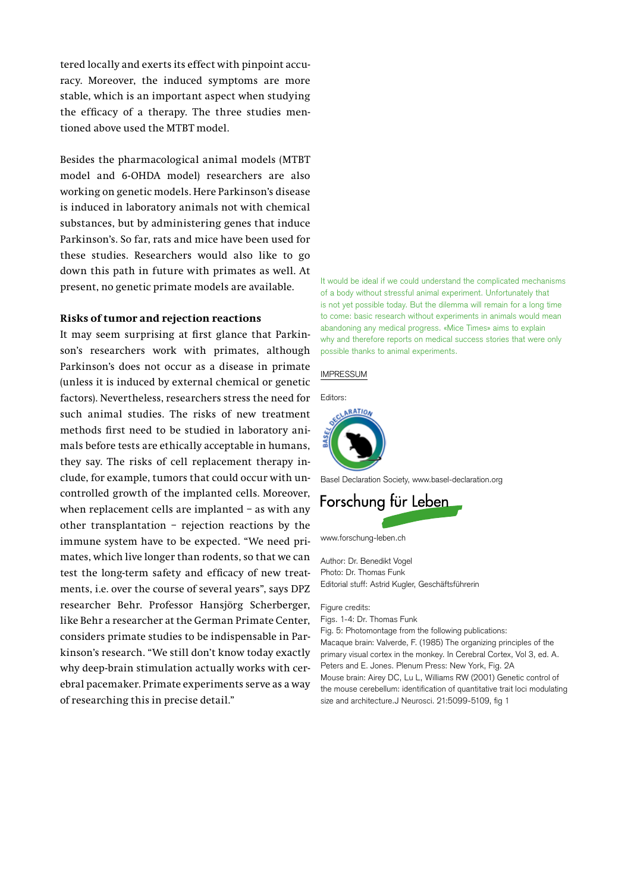tered locally and exerts its effect with pinpoint accuracy. Moreover, the induced symptoms are more stable, which is an important aspect when studying the efficacy of a therapy. The three studies mentioned above used the MTBT model.

Besides the pharmacological animal models (MTBT model and 6-OHDA model) researchers are also working on genetic models. Here Parkinson's disease is induced in laboratory animals not with chemical substances, but by administering genes that induce Parkinson's. So far, rats and mice have been used for these studies. Researchers would also like to go down this path in future with primates as well. At present, no genetic primate models are available.

**Risks of tumor and rejection reactions**

It may seem surprising at first glance that Parkinson's researchers work with primates, although Parkinson's does not occur as a disease in primate (unless it is induced by external chemical or genetic factors). Nevertheless, researchers stress the need for such animal studies. The risks of new treatment methods first need to be studied in laboratory animals before tests are ethically acceptable in humans, they say. The risks of cell replacement therapy include, for example, tumors that could occur with uncontrolled growth of the implanted cells. Moreover, when replacement cells are implanted – as with any other transplantation – rejection reactions by the immune system have to be expected. "We need primates, which live longer than rodents, so that we can test the long-term safety and efficacy of new treatments, i.e. over the course of several years", says DPZ researcher Behr. Professor Hansjörg Scherberger, like Behr a researcher at the German Primate Center, considers primate studies to be indispensable in Parkinson's research. "We still don't know today exactly why deep-brain stimulation actually works with cerebral pacemaker. Primate experiments serve as a way of researching this in precise detail."

It would be ideal if we could understand the complicated mechanisms of a body without stressful animal experiment. Unfortunately that is not yet possible today. But the dilemma will remain for a long time to come: basic research without experiments in animals would mean abandoning any medical progress. «Mice Times» aims to explain why and therefore reports on medical success stories that were only possible thanks to animal experiments.

IMPRESSUM

Editors:

Basel Declaration Society, www.basel-declaration.org

Forschung für Leben

www.forschung-leben.ch

Author: Dr. Benedikt Vogel
Photo: Dr. Thomas Funk
Editorial stuff: Astrid Kugler, Geschäftsführerin

Figure credits:
Figs. 1-4: Dr. Thomas Funk
Fig. 5: Photomontage from the following publications:
Macaque brain: Valverde, F. (1985) The organizing principles of the primary visual cortex in the monkey. In Cerebral Cortex, Vol 3, ed. A. Peters and E. Jones. Plenum Press: New York, Fig. 2A
Mouse brain: Airey DC, Lu L, Williams RW (2001) Genetic control of the mouse cerebellum: identification of quantitative trait loci modulating size and architecture.J Neurosci. 21:5099-5109, fig 1